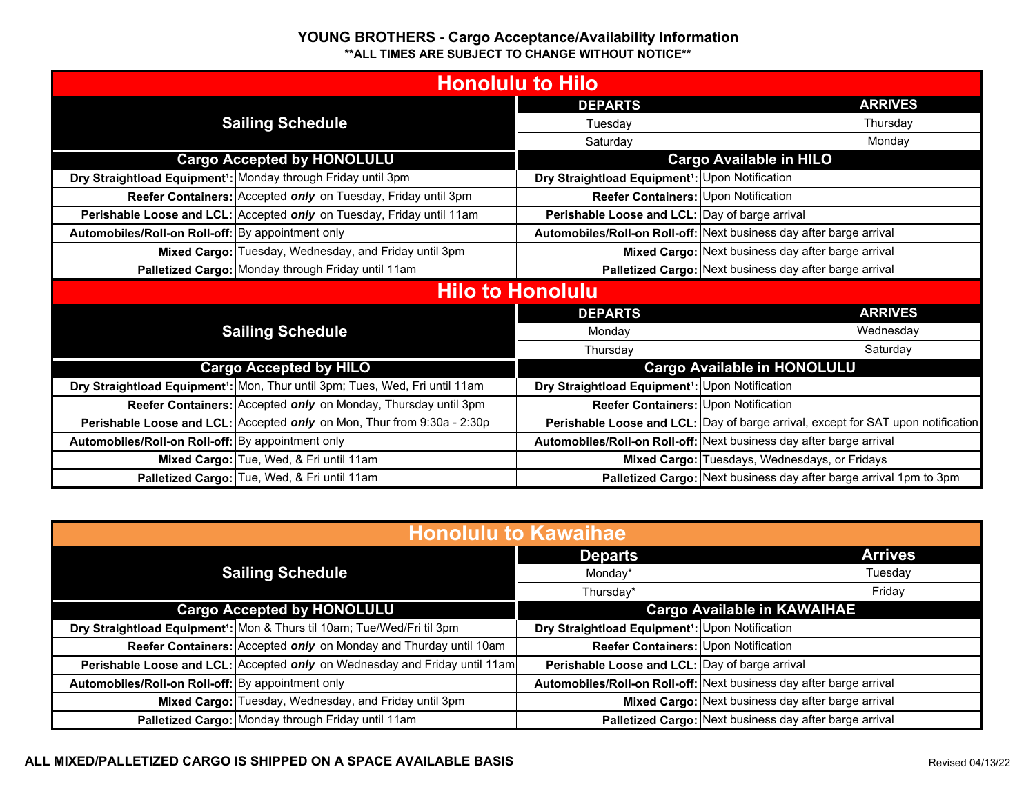# YOUNG BROTHERS - Cargo Acceptance/Availability Information

**\*\*ALL TIMES ARE SUBJECT TO CHANGE WITHOUT NOTICE\*\***

## Honolulu to Hilo

| Sailing Schedule | | DEPARTS | ARRIVES |
|---|---|---|---|
| | | Tuesday | Thursday |
| | | Saturday | Monday |
| **Cargo Accepted by HONOLULU** | | **Cargo Available in HILO** | |
| **Dry Straightload Equipment[1]:** | Monday through Friday until 3pm | **Dry Straightload Equipment[1]:** | Upon Notification |
| **Reefer Containers:** | Accepted *only* on Tuesday, Friday until 3pm | **Reefer Containers:** | Upon Notification |
| **Perishable Loose and LCL:** | Accepted *only* on Tuesday, Friday until 11am | **Perishable Loose and LCL:** | Day of barge arrival |
| **Automobiles/Roll-on Roll-off:** | By appointment only | **Automobiles/Roll-on Roll-off:** | Next business day after barge arrival |
| **Mixed Cargo:** | Tuesday, Wednesday, and Friday until 3pm | **Mixed Cargo:** | Next business day after barge arrival |
| **Palletized Cargo:** | Monday through Friday until 11am | **Palletized Cargo:** | Next business day after barge arrival |

## Hilo to Honolulu

| Sailing Schedule | | DEPARTS | ARRIVES |
|---|---|---|---|
| | | Monday | Wednesday |
| | | Thursday | Saturday |
| **Cargo Accepted by HILO** | | **Cargo Available in HONOLULU** | |
| **Dry Straightload Equipment[1]:** | Mon, Thur until 3pm; Tues, Wed, Fri until 11am | **Dry Straightload Equipment[1]:** | Upon Notification |
| **Reefer Containers:** | Accepted *only* on Monday, Thursday until 3pm | **Reefer Containers:** | Upon Notification |
| **Perishable Loose and LCL:** | Accepted *only* on Mon, Thur from 9:30a - 2:30p | **Perishable Loose and LCL:** | Day of barge arrival, except for SAT upon notification |
| **Automobiles/Roll-on Roll-off:** | By appointment only | **Automobiles/Roll-on Roll-off:** | Next business day after barge arrival |
| **Mixed Cargo:** | Tue, Wed, & Fri until 11am | **Mixed Cargo:** | Tuesdays, Wednesdays, or Fridays |
| **Palletized Cargo:** | Tue, Wed, & Fri until 11am | **Palletized Cargo:** | Next business day after barge arrival 1pm to 3pm |

## Honolulu to Kawaihae

| Sailing Schedule | | Departs | Arrives |
|---|---|---|---|
| | | Monday* | Tuesday |
| | | Thursday* | Friday |
| **Cargo Accepted by HONOLULU** | | **Cargo Available in KAWAIHAE** | |
| **Dry Straightload Equipment[1]:** | Mon & Thurs til 10am; Tue/Wed/Fri til 3pm | **Dry Straightload Equipment[1]:** | Upon Notification |
| **Reefer Containers:** | Accepted *only* on Monday and Thurday until 10am | **Reefer Containers:** | Upon Notification |
| **Perishable Loose and LCL:** | Accepted *only* on Wednesday and Friday until 11am | **Perishable Loose and LCL:** | Day of barge arrival |
| **Automobiles/Roll-on Roll-off:** | By appointment only | **Automobiles/Roll-on Roll-off:** | Next business day after barge arrival |
| **Mixed Cargo:** | Tuesday, Wednesday, and Friday until 3pm | **Mixed Cargo:** | Next business day after barge arrival |
| **Palletized Cargo:** | Monday through Friday until 11am | **Palletized Cargo:** | Next business day after barge arrival |

**ALL MIXED/PALLETIZED CARGO IS SHIPPED ON A SPACE AVAILABLE BASIS**

Revised 04/13/22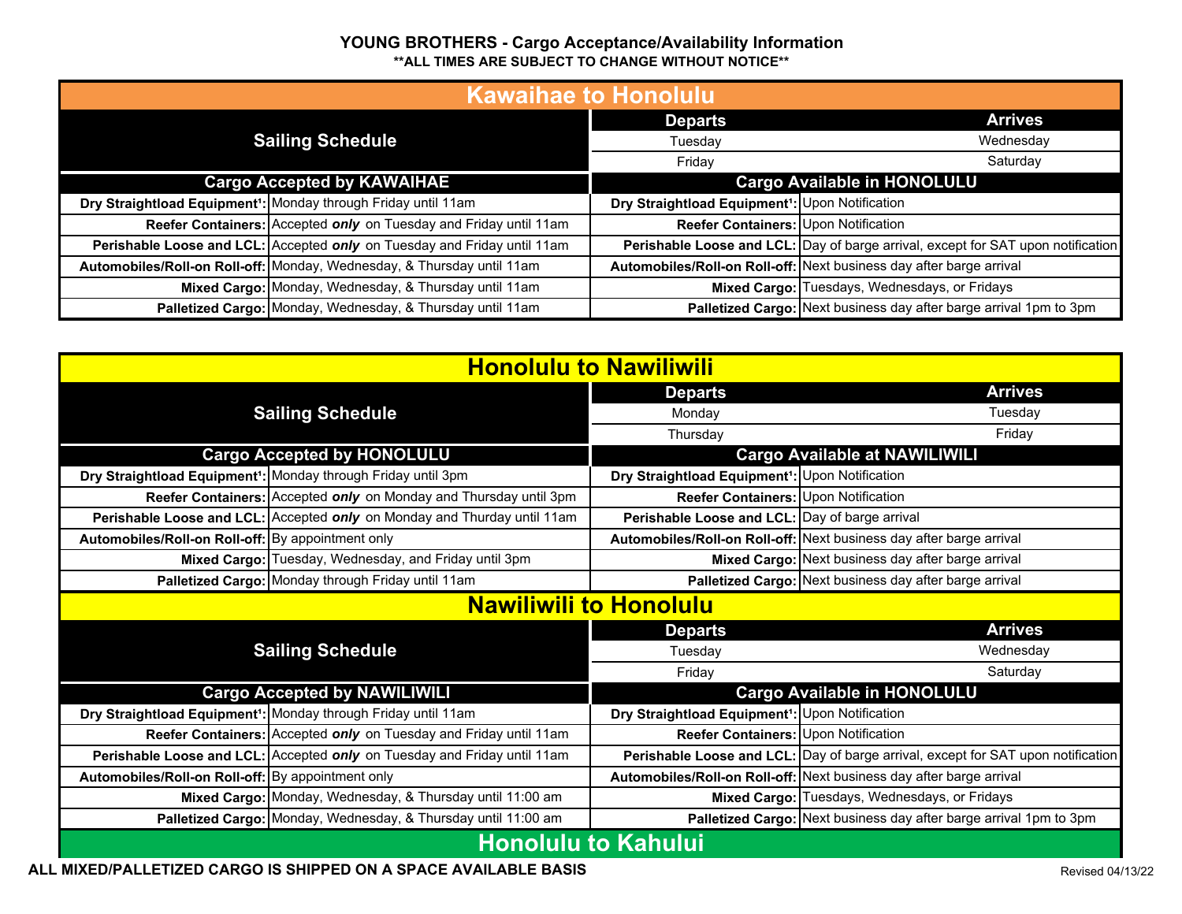# YOUNG BROTHERS - Cargo Acceptance/Availability Information

**ALL TIMES ARE SUBJECT TO CHANGE WITHOUT NOTICE**

## Kawaihae to Honolulu

| Sailing Schedule | Departs | Arrives |
|---|---|---|
| | Tuesday | Wednesday |
| | Friday | Saturday |

| Cargo Accepted by KAWAIHAE | | Cargo Available in HONOLULU | |
|---|---|---|---|
| **Dry Straightload Equipment[1]:** | Monday through Friday until 11am | **Dry Straightload Equipment[1]:** | Upon Notification |
| **Reefer Containers:** | Accepted ***only*** on Tuesday and Friday until 11am | **Reefer Containers:** | Upon Notification |
| **Perishable Loose and LCL:** | Accepted ***only*** on Tuesday and Friday until 11am | **Perishable Loose and LCL:** | Day of barge arrival, except for SAT upon notification |
| **Automobiles/Roll-on Roll-off:** | Monday, Wednesday, & Thursday until 11am | **Automobiles/Roll-on Roll-off:** | Next business day after barge arrival |
| **Mixed Cargo:** | Monday, Wednesday, & Thursday until 11am | **Mixed Cargo:** | Tuesdays, Wednesdays, or Fridays |
| **Palletized Cargo:** | Monday, Wednesday, & Thursday until 11am | **Palletized Cargo:** | Next business day after barge arrival 1pm to 3pm |

## Honolulu to Nawiliwili

| Sailing Schedule | Departs | Arrives |
|---|---|---|
| | Monday | Tuesday |
| | Thursday | Friday |

| Cargo Accepted by HONOLULU | | Cargo Available at NAWILIWILI | |
|---|---|---|---|
| **Dry Straightload Equipment[1]:** | Monday through Friday until 3pm | **Dry Straightload Equipment[1]:** | Upon Notification |
| **Reefer Containers:** | Accepted ***only*** on Monday and Thursday until 3pm | **Reefer Containers:** | Upon Notification |
| **Perishable Loose and LCL:** | Accepted ***only*** on Monday and Thurday until 11am | **Perishable Loose and LCL:** | Day of barge arrival |
| **Automobiles/Roll-on Roll-off:** | By appointment only | **Automobiles/Roll-on Roll-off:** | Next business day after barge arrival |
| **Mixed Cargo:** | Tuesday, Wednesday, and Friday until 3pm | **Mixed Cargo:** | Next business day after barge arrival |
| **Palletized Cargo:** | Monday through Friday until 11am | **Palletized Cargo:** | Next business day after barge arrival |

## Nawiliwili to Honolulu

| Sailing Schedule | Departs | Arrives |
|---|---|---|
| | Tuesday | Wednesday |
| | Friday | Saturday |

| Cargo Accepted by NAWILIWILI | | Cargo Available in HONOLULU | |
|---|---|---|---|
| **Dry Straightload Equipment[1]:** | Monday through Friday until 11am | **Dry Straightload Equipment[1]:** | Upon Notification |
| **Reefer Containers:** | Accepted ***only*** on Tuesday and Friday until 11am | **Reefer Containers:** | Upon Notification |
| **Perishable Loose and LCL:** | Accepted ***only*** on Tuesday and Friday until 11am | **Perishable Loose and LCL:** | Day of barge arrival, except for SAT upon notification |
| **Automobiles/Roll-on Roll-off:** | By appointment only | **Automobiles/Roll-on Roll-off:** | Next business day after barge arrival |
| **Mixed Cargo:** | Monday, Wednesday, & Thursday until 11:00 am | **Mixed Cargo:** | Tuesdays, Wednesdays, or Fridays |
| **Palletized Cargo:** | Monday, Wednesday, & Thursday until 11:00 am | **Palletized Cargo:** | Next business day after barge arrival 1pm to 3pm |

## Honolulu to Kahului

**ALL MIXED/PALLETIZED CARGO IS SHIPPED ON A SPACE AVAILABLE BASIS**

Revised 04/13/22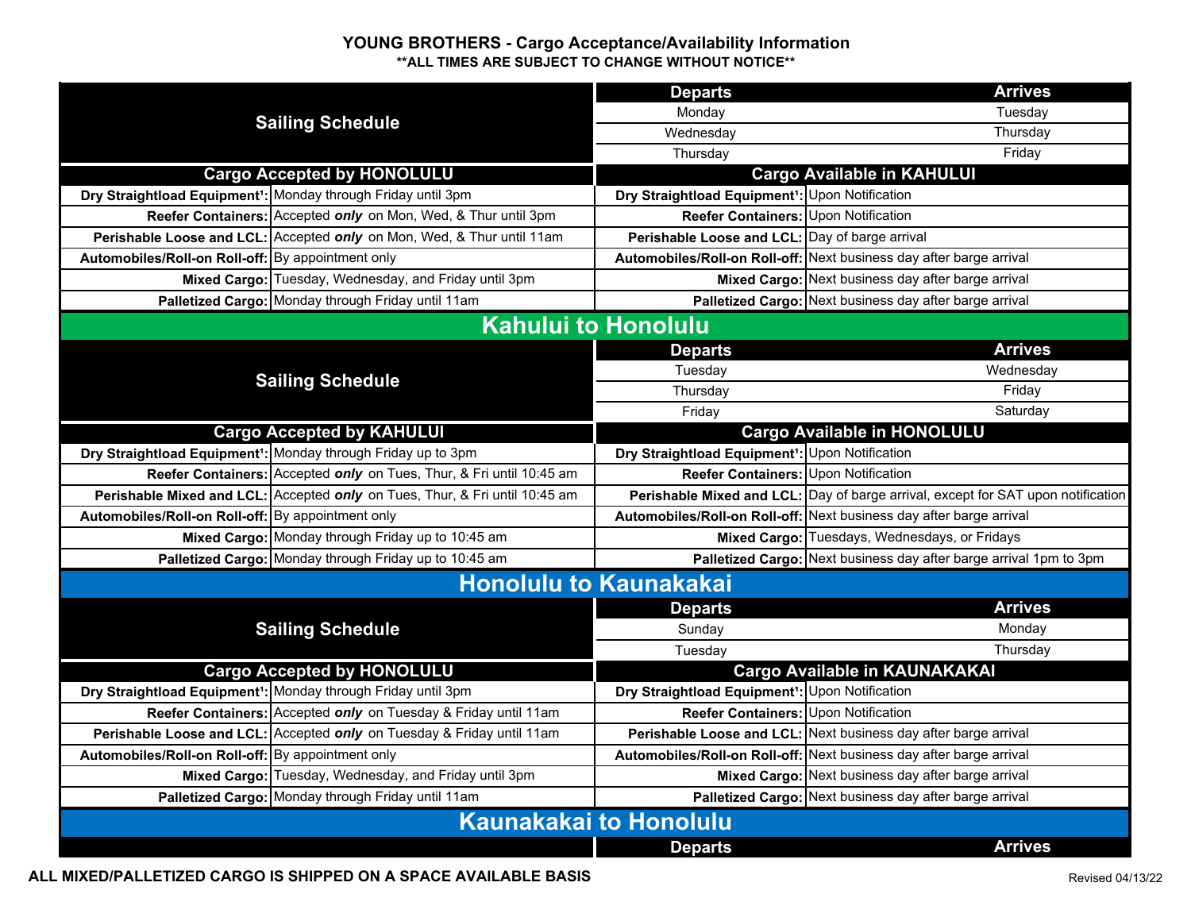## YOUNG BROTHERS - Cargo Acceptance/Availability Information

**\*\*ALL TIMES ARE SUBJECT TO CHANGE WITHOUT NOTICE\*\***

| Sailing Schedule | | Departs | Arrives |
|---|---|---|---|
| | | Monday | Tuesday |
| | | Wednesday | Thursday |
| | | Thursday | Friday |

| Cargo Accepted by HONOLULU | | Cargo Available in KAHULUI | |
|---|---|---|---|
| **Dry Straightload Equipment[1]:** | Monday through Friday until 3pm | **Dry Straightload Equipment[1]:** | Upon Notification |
| **Reefer Containers:** | Accepted ***only*** on Mon, Wed, & Thur until 3pm | **Reefer Containers:** | Upon Notification |
| **Perishable Loose and LCL:** | Accepted ***only*** on Mon, Wed, & Thur until 11am | **Perishable Loose and LCL:** | Day of barge arrival |
| **Automobiles/Roll-on Roll-off:** | By appointment only | **Automobiles/Roll-on Roll-off:** | Next business day after barge arrival |
| **Mixed Cargo:** | Tuesday, Wednesday, and Friday until 3pm | **Mixed Cargo:** | Next business day after barge arrival |
| **Palletized Cargo:** | Monday through Friday until 11am | **Palletized Cargo:** | Next business day after barge arrival |

## Kahului to Honolulu

| Sailing Schedule | | Departs | Arrives |
|---|---|---|---|
| | | Tuesday | Wednesday |
| | | Thursday | Friday |
| | | Friday | Saturday |

| Cargo Accepted by KAHULUI | | Cargo Available in HONOLULU | |
|---|---|---|---|
| **Dry Straightload Equipment[1]:** | Monday through Friday up to 3pm | **Dry Straightload Equipment[1]:** | Upon Notification |
| **Reefer Containers:** | Accepted ***only*** on Tues, Thur, & Fri until 10:45 am | **Reefer Containers:** | Upon Notification |
| **Perishable Mixed and LCL:** | Accepted ***only*** on Tues, Thur, & Fri until 10:45 am | **Perishable Mixed and LCL:** | Day of barge arrival, except for SAT upon notification |
| **Automobiles/Roll-on Roll-off:** | By appointment only | **Automobiles/Roll-on Roll-off:** | Next business day after barge arrival |
| **Mixed Cargo:** | Monday through Friday up to 10:45 am | **Mixed Cargo:** | Tuesdays, Wednesdays, or Fridays |
| **Palletized Cargo:** | Monday through Friday up to 10:45 am | **Palletized Cargo:** | Next business day after barge arrival 1pm to 3pm |

## Honolulu to Kaunakakai

| Sailing Schedule | | Departs | Arrives |
|---|---|---|---|
| | | Sunday | Monday |
| | | Tuesday | Thursday |

| Cargo Accepted by HONOLULU | | Cargo Available in KAUNAKAKAI | |
|---|---|---|---|
| **Dry Straightload Equipment[1]:** | Monday through Friday until 3pm | **Dry Straightload Equipment[1]:** | Upon Notification |
| **Reefer Containers:** | Accepted ***only*** on Tuesday & Friday until 11am | **Reefer Containers:** | Upon Notification |
| **Perishable Loose and LCL:** | Accepted ***only*** on Tuesday & Friday until 11am | **Perishable Loose and LCL:** | Next business day after barge arrival |
| **Automobiles/Roll-on Roll-off:** | By appointment only | **Automobiles/Roll-on Roll-off:** | Next business day after barge arrival |
| **Mixed Cargo:** | Tuesday, Wednesday, and Friday until 3pm | **Mixed Cargo:** | Next business day after barge arrival |
| **Palletized Cargo:** | Monday through Friday until 11am | **Palletized Cargo:** | Next business day after barge arrival |

## Kaunakakai to Honolulu

| | Departs | Arrives |
|---|---|---|

**ALL MIXED/PALLETIZED CARGO IS SHIPPED ON A SPACE AVAILABLE BASIS**

Revised 04/13/22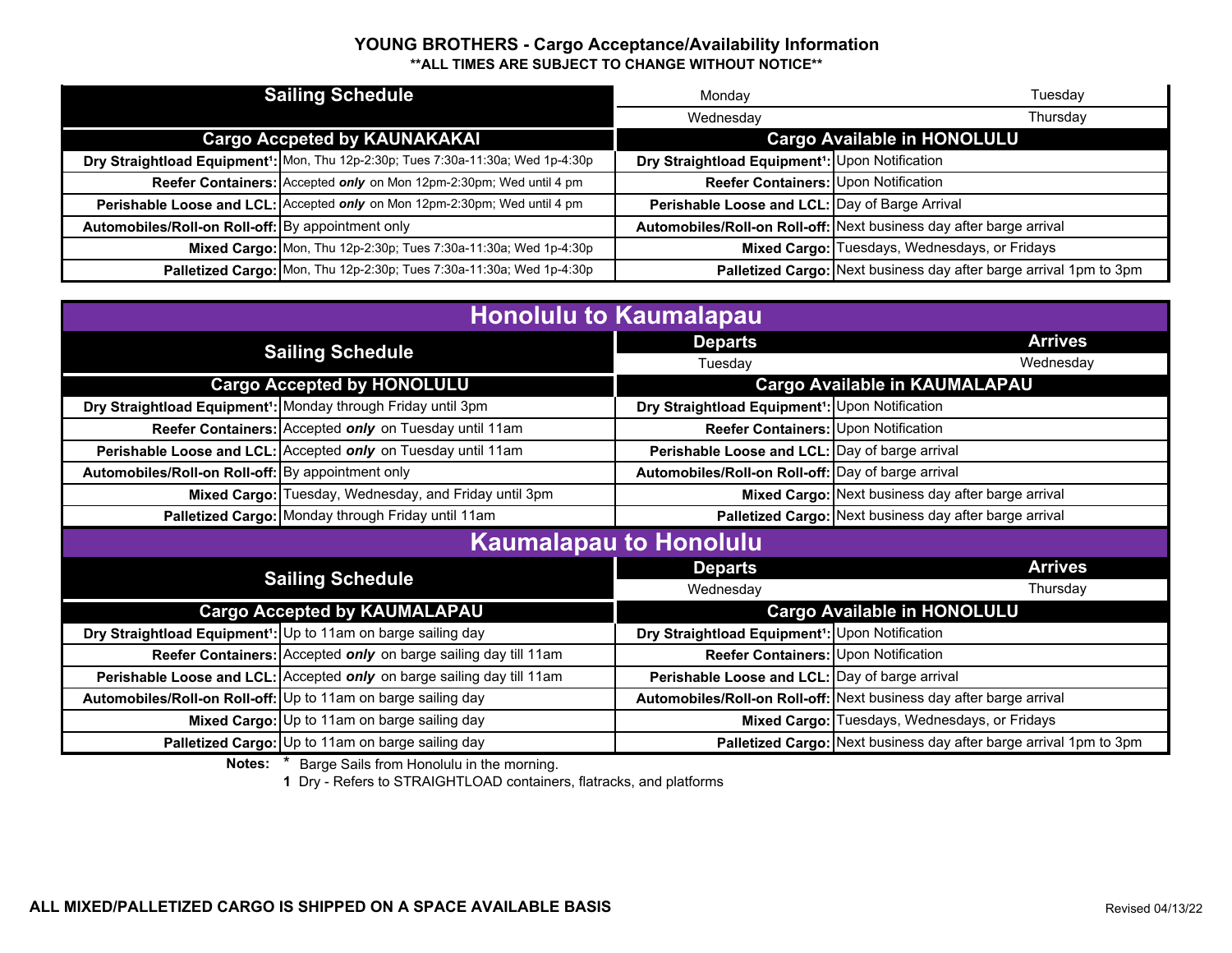# YOUNG BROTHERS - Cargo Acceptance/Availability Information

**\*\*ALL TIMES ARE SUBJECT TO CHANGE WITHOUT NOTICE\*\***

| Sailing Schedule | | Monday | Tuesday |
|---|---|---|---|
| | | Wednesday | Thursday |
| **Cargo Accpeted by KAUNAKAKAI** | | **Cargo Available in HONOLULU** | |
| **Dry Straightload Equipment[1]:** | Mon, Thu 12p-2:30p; Tues 7:30a-11:30a; Wed 1p-4:30p | **Dry Straightload Equipment[1]:** | Upon Notification |
| **Reefer Containers:** | Accepted ***only*** on Mon 12pm-2:30pm; Wed until 4 pm | **Reefer Containers:** | Upon Notification |
| **Perishable Loose and LCL:** | Accepted ***only*** on Mon 12pm-2:30pm; Wed until 4 pm | **Perishable Loose and LCL:** | Day of Barge Arrival |
| **Automobiles/Roll-on Roll-off:** | By appointment only | **Automobiles/Roll-on Roll-off:** | Next business day after barge arrival |
| **Mixed Cargo:** | Mon, Thu 12p-2:30p; Tues 7:30a-11:30a; Wed 1p-4:30p | **Mixed Cargo:** | Tuesdays, Wednesdays, or Fridays |
| **Palletized Cargo:** | Mon, Thu 12p-2:30p; Tues 7:30a-11:30a; Wed 1p-4:30p | **Palletized Cargo:** | Next business day after barge arrival 1pm to 3pm |

## Honolulu to Kaumalapau

| Sailing Schedule | | Departs | Arrives |
|---|---|---|---|
| | | Tuesday | Wednesday |
| **Cargo Accepted by HONOLULU** | | **Cargo Available in KAUMALAPAU** | |
| **Dry Straightload Equipment[1]:** | Monday through Friday until 3pm | **Dry Straightload Equipment[1]:** | Upon Notification |
| **Reefer Containers:** | Accepted ***only*** on Tuesday until 11am | **Reefer Containers:** | Upon Notification |
| **Perishable Loose and LCL:** | Accepted ***only*** on Tuesday until 11am | **Perishable Loose and LCL:** | Day of barge arrival |
| **Automobiles/Roll-on Roll-off:** | By appointment only | **Automobiles/Roll-on Roll-off:** | Day of barge arrival |
| **Mixed Cargo:** | Tuesday, Wednesday, and Friday until 3pm | **Mixed Cargo:** | Next business day after barge arrival |
| **Palletized Cargo:** | Monday through Friday until 11am | **Palletized Cargo:** | Next business day after barge arrival |

## Kaumalapau to Honolulu

| Sailing Schedule | | Departs | Arrives |
|---|---|---|---|
| | | Wednesday | Thursday |
| **Cargo Accepted by KAUMALAPAU** | | **Cargo Available in HONOLULU** | |
| **Dry Straightload Equipment[1]:** | Up to 11am on barge sailing day | **Dry Straightload Equipment[1]:** | Upon Notification |
| **Reefer Containers:** | Accepted ***only*** on barge sailing day till 11am | **Reefer Containers:** | Upon Notification |
| **Perishable Loose and LCL:** | Accepted ***only*** on barge sailing day till 11am | **Perishable Loose and LCL:** | Day of barge arrival |
| **Automobiles/Roll-on Roll-off:** | Up to 11am on barge sailing day | **Automobiles/Roll-on Roll-off:** | Next business day after barge arrival |
| **Mixed Cargo:** | Up to 11am on barge sailing day | **Mixed Cargo:** | Tuesdays, Wednesdays, or Fridays |
| **Palletized Cargo:** | Up to 11am on barge sailing day | **Palletized Cargo:** | Next business day after barge arrival 1pm to 3pm |

**Notes:**
- **\*** Barge Sails from Honolulu in the morning.
- **1** Dry - Refers to STRAIGHTLOAD containers, flatracks, and platforms

**ALL MIXED/PALLETIZED CARGO IS SHIPPED ON A SPACE AVAILABLE BASIS**

Revised 04/13/22